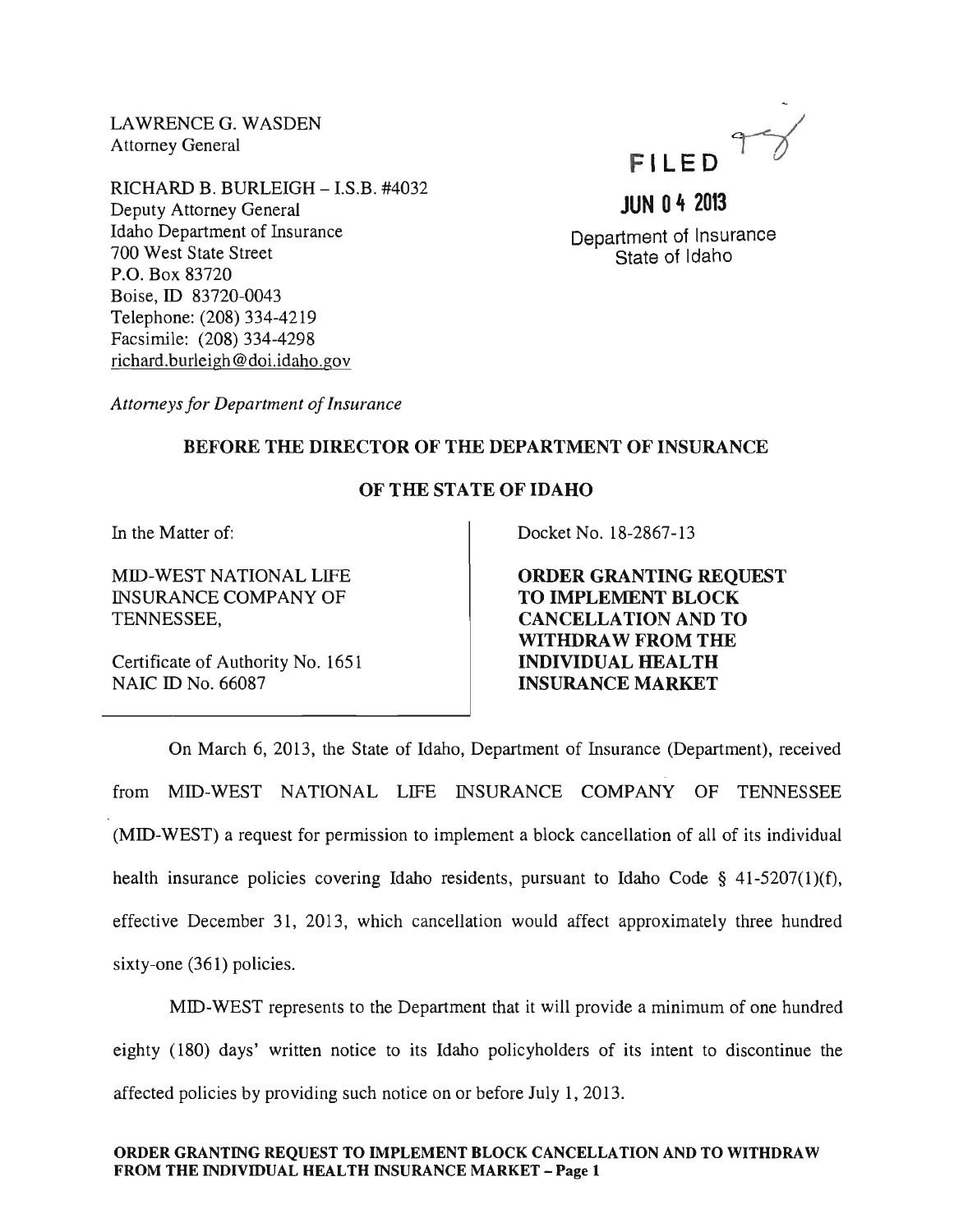LAWRENCE G. WASDEN
Attorney General

RICHARD B. BURLEIGH – I.S.B. #4032
Deputy Attorney General
Idaho Department of Insurance
700 West State Street
P.O. Box 83720
Boise, ID 83720-0043
Telephone: (208) 334-4219
Facsimile: (208) 334-4298
richard.burleigh@doi.idaho.gov

*Attorneys for Department of Insurance*

FILED

JUN 04 2013

Department of Insurance
State of Idaho

**BEFORE THE DIRECTOR OF THE DEPARTMENT OF INSURANCE**

**OF THE STATE OF IDAHO**

| | |
|---|---|
| In the Matter of:<br><br>MID-WEST NATIONAL LIFE INSURANCE COMPANY OF TENNESSEE,<br><br>Certificate of Authority No. 1651<br>NAIC ID No. 66087 | Docket No. 18-2867-13<br><br>**ORDER GRANTING REQUEST TO IMPLEMENT BLOCK CANCELLATION AND TO WITHDRAW FROM THE INDIVIDUAL HEALTH INSURANCE MARKET** |

On March 6, 2013, the State of Idaho, Department of Insurance (Department), received from MID-WEST NATIONAL LIFE INSURANCE COMPANY OF TENNESSEE (MID-WEST) a request for permission to implement a block cancellation of all of its individual health insurance policies covering Idaho residents, pursuant to Idaho Code § 41-5207(1)(f), effective December 31, 2013, which cancellation would affect approximately three hundred sixty-one (361) policies.

MID-WEST represents to the Department that it will provide a minimum of one hundred eighty (180) days' written notice to its Idaho policyholders of its intent to discontinue the affected policies by providing such notice on or before July 1, 2013.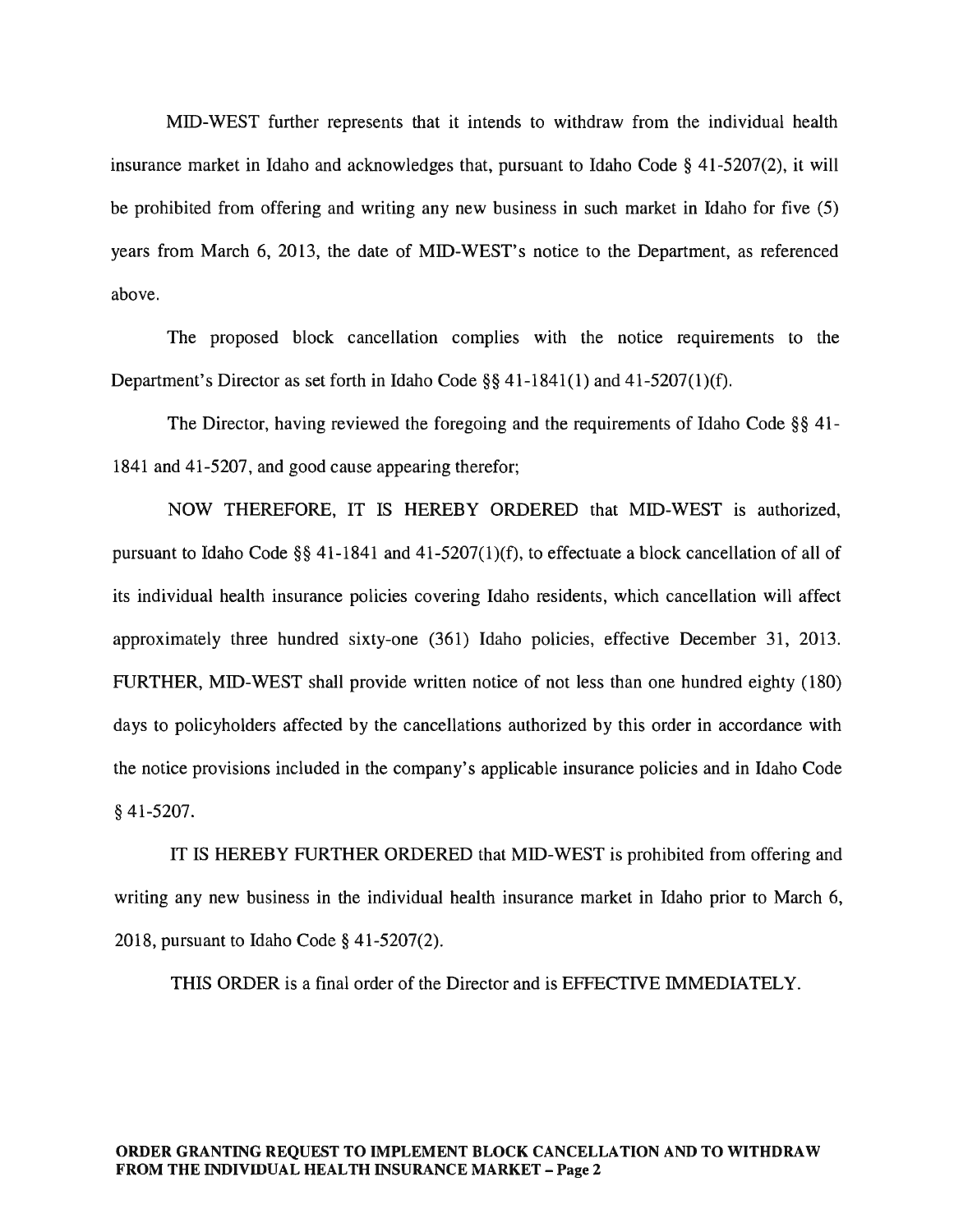MID-WEST further represents that it intends to withdraw from the individual health insurance market in Idaho and acknowledges that, pursuant to Idaho Code § 41-5207(2), it will be prohibited from offering and writing any new business in such market in Idaho for five (5) years from March 6, 2013, the date of MID-WEST's notice to the Department, as referenced above.

The proposed block cancellation complies with the notice requirements to the Department's Director as set forth in Idaho Code §§ 41-1841(1) and 41-5207(1)(f).

The Director, having reviewed the foregoing and the requirements of Idaho Code §§ 41-1841 and 41-5207, and good cause appearing therefor;

NOW THEREFORE, IT IS HEREBY ORDERED that MID-WEST is authorized, pursuant to Idaho Code §§ 41-1841 and 41-5207(1)(f), to effectuate a block cancellation of all of its individual health insurance policies covering Idaho residents, which cancellation will affect approximately three hundred sixty-one (361) Idaho policies, effective December 31, 2013. FURTHER, MID-WEST shall provide written notice of not less than one hundred eighty (180) days to policyholders affected by the cancellations authorized by this order in accordance with the notice provisions included in the company's applicable insurance policies and in Idaho Code § 41-5207.

IT IS HEREBY FURTHER ORDERED that MID-WEST is prohibited from offering and writing any new business in the individual health insurance market in Idaho prior to March 6, 2018, pursuant to Idaho Code § 41-5207(2).

THIS ORDER is a final order of the Director and is EFFECTIVE IMMEDIATELY.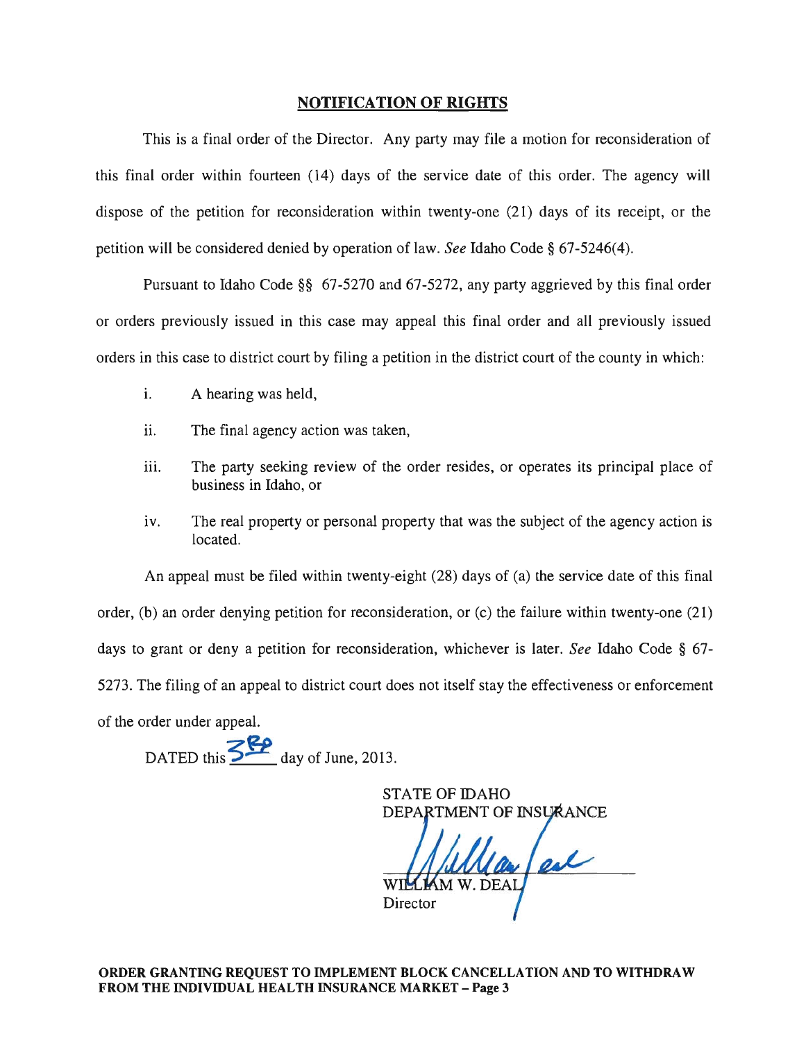## NOTIFICATION OF RIGHTS

This is a final order of the Director. Any party may file a motion for reconsideration of this final order within fourteen (14) days of the service date of this order. The agency will dispose of the petition for reconsideration within twenty-one (21) days of its receipt, or the petition will be considered denied by operation of law. *See* Idaho Code § 67-5246(4).

Pursuant to Idaho Code §§ 67-5270 and 67-5272, any party aggrieved by this final order or orders previously issued in this case may appeal this final order and all previously issued orders in this case to district court by filing a petition in the district court of the county in which:

i. A hearing was held,

ii. The final agency action was taken,

iii. The party seeking review of the order resides, or operates its principal place of business in Idaho, or

iv. The real property or personal property that was the subject of the agency action is located.

An appeal must be filed within twenty-eight (28) days of (a) the service date of this final order, (b) an order denying petition for reconsideration, or (c) the failure within twenty-one (21) days to grant or deny a petition for reconsideration, whichever is later. *See* Idaho Code § 67-5273. The filing of an appeal to district court does not itself stay the effectiveness or enforcement of the order under appeal.

DATED this 3rd day of June, 2013.

STATE OF IDAHO
DEPARTMENT OF INSURANCE

WILLIAM W. DEAL
Director

**ORDER GRANTING REQUEST TO IMPLEMENT BLOCK CANCELLATION AND TO WITHDRAW FROM THE INDIVIDUAL HEALTH INSURANCE MARKET**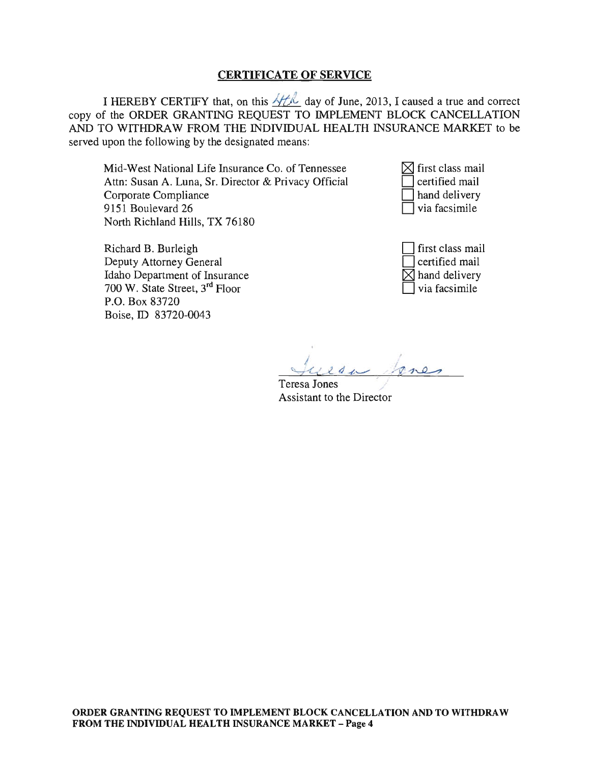## CERTIFICATE OF SERVICE

I HEREBY CERTIFY that, on this 4th day of June, 2013, I caused a true and correct copy of the ORDER GRANTING REQUEST TO IMPLEMENT BLOCK CANCELLATION AND TO WITHDRAW FROM THE INDIVIDUAL HEALTH INSURANCE MARKET to be served upon the following by the designated means:

| | |
|---|---|
| Mid-West National Life Insurance Co. of Tennessee<br>Attn: Susan A. Luna, Sr. Director & Privacy Official<br>Corporate Compliance<br>9151 Boulevard 26<br>North Richland Hills, TX 76180 | ☒ first class mail<br>☐ certified mail<br>☐ hand delivery<br>☐ via facsimile |
| Richard B. Burleigh<br>Deputy Attorney General<br>Idaho Department of Insurance<br>700 W. State Street, 3rd Floor<br>P.O. Box 83720<br>Boise, ID 83720-0043 | ☐ first class mail<br>☐ certified mail<br>☒ hand delivery<br>☐ via facsimile |

Teresa Jones
Assistant to the Director

**ORDER GRANTING REQUEST TO IMPLEMENT BLOCK CANCELLATION AND TO WITHDRAW FROM THE INDIVIDUAL HEALTH INSURANCE MARKET – Page 4**